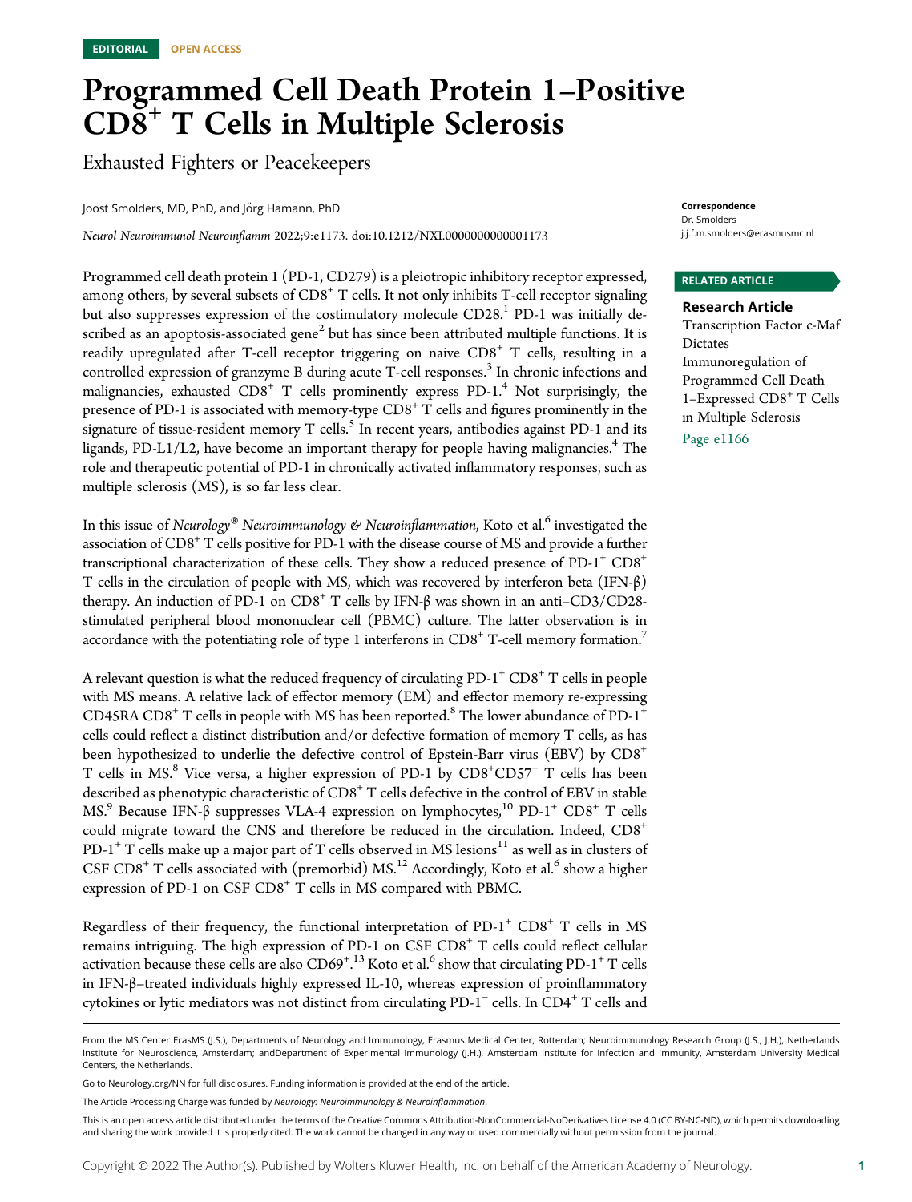EDITORIAL OPEN ACCESS

# Programmed Cell Death Protein 1–Positive CD8+ T Cells in Multiple Sclerosis

## Exhausted Fighters or Peacekeepers

Joost Smolders, MD, PhD, and Jörg Hamann, PhD

*Neurol Neuroimmunol Neuroinflamm* 2022;9:e1173. doi:10.1212/NXI.0000000000001173

**Correspondence**
Dr. Smolders
j.j.f.m.smolders@erasmusmc.nl

**RELATED ARTICLE**

**Research Article**
Transcription Factor c-Maf Dictates Immunoregulation of Programmed Cell Death 1–Expressed CD8+ T Cells in Multiple Sclerosis
Page e1166

Programmed cell death protein 1 (PD-1, CD279) is a pleiotropic inhibitory receptor expressed, among others, by several subsets of CD8+ T cells. It not only inhibits T-cell receptor signaling but also suppresses expression of the costimulatory molecule CD28.[1] PD-1 was initially described as an apoptosis-associated gene[2] but has since been attributed multiple functions. It is readily upregulated after T-cell receptor triggering on naive CD8+ T cells, resulting in a controlled expression of granzyme B during acute T-cell responses.[3] In chronic infections and malignancies, exhausted CD8+ T cells prominently express PD-1.[4] Not surprisingly, the presence of PD-1 is associated with memory-type CD8+ T cells and figures prominently in the signature of tissue-resident memory T cells.[5] In recent years, antibodies against PD-1 and its ligands, PD-L1/L2, have become an important therapy for people having malignancies.[4] The role and therapeutic potential of PD-1 in chronically activated inflammatory responses, such as multiple sclerosis (MS), is so far less clear.

In this issue of *Neurology® Neuroimmunology & Neuroinflammation*, Koto et al.[6] investigated the association of CD8+ T cells positive for PD-1 with the disease course of MS and provide a further transcriptional characterization of these cells. They show a reduced presence of PD-1+ CD8+ T cells in the circulation of people with MS, which was recovered by interferon beta (IFN-β) therapy. An induction of PD-1 on CD8+ T cells by IFN-β was shown in an anti–CD3/CD28-stimulated peripheral blood mononuclear cell (PBMC) culture. The latter observation is in accordance with the potentiating role of type 1 interferons in CD8+ T-cell memory formation.[7]

A relevant question is what the reduced frequency of circulating PD-1+ CD8+ T cells in people with MS means. A relative lack of effector memory (EM) and effector memory re-expressing CD45RA CD8+ T cells in people with MS has been reported.[8] The lower abundance of PD-1+ cells could reflect a distinct distribution and/or defective formation of memory T cells, as has been hypothesized to underlie the defective control of Epstein-Barr virus (EBV) by CD8+ T cells in MS.[8] Vice versa, a higher expression of PD-1 by CD8+CD57+ T cells has been described as phenotypic characteristic of CD8+ T cells defective in the control of EBV in stable MS.[9] Because IFN-β suppresses VLA-4 expression on lymphocytes,[10] PD-1+ CD8+ T cells could migrate toward the CNS and therefore be reduced in the circulation. Indeed, CD8+ PD-1+ T cells make up a major part of T cells observed in MS lesions[11] as well as in clusters of CSF CD8+ T cells associated with (premorbid) MS.[12] Accordingly, Koto et al.[6] show a higher expression of PD-1 on CSF CD8+ T cells in MS compared with PBMC.

Regardless of their frequency, the functional interpretation of PD-1+ CD8+ T cells in MS remains intriguing. The high expression of PD-1 on CSF CD8+ T cells could reflect cellular activation because these cells are also CD69+.[13] Koto et al.[6] show that circulating PD-1+ T cells in IFN-β–treated individuals highly expressed IL-10, whereas expression of proinflammatory cytokines or lytic mediators was not distinct from circulating PD-1− cells. In CD4+ T cells and

From the MS Center ErasMS (J.S.), Departments of Neurology and Immunology, Erasmus Medical Center, Rotterdam; Neuroimmunology Research Group (J.S., J.H.), Netherlands Institute for Neuroscience, Amsterdam; andDepartment of Experimental Immunology (J.H.), Amsterdam Institute for Infection and Immunity, Amsterdam University Medical Centers, the Netherlands.

Go to Neurology.org/NN for full disclosures. Funding information is provided at the end of the article.

The Article Processing Charge was funded by *Neurology: Neuroimmunology & Neuroinflammation*.

This is an open access article distributed under the terms of the Creative Commons Attribution-NonCommercial-NoDerivatives License 4.0 (CC BY-NC-ND), which permits downloading and sharing the work provided it is properly cited. The work cannot be changed in any way or used commercially without permission from the journal.

Copyright © 2022 The Author(s). Published by Wolters Kluwer Health, Inc. on behalf of the American Academy of Neurology.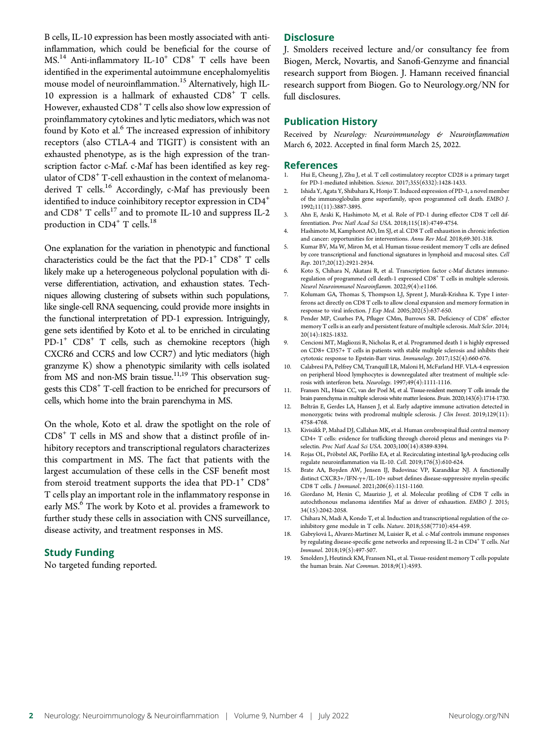B cells, IL-10 expression has been mostly associated with anti-inflammation, which could be beneficial for the course of MS.[14] Anti-inflammatory IL-$10^+$ $CD8^+$ T cells have been identified in the experimental autoimmune encephalomyelitis mouse model of neuroinflammation.[15] Alternatively, high IL-10 expression is a hallmark of exhausted $CD8^+$ T cells. However, exhausted $CD8^+$ T cells also show low expression of proinflammatory cytokines and lytic mediators, which was not found by Koto et al.[6] The increased expression of inhibitory receptors (also CTLA-4 and TIGIT) is consistent with an exhausted phenotype, as is the high expression of the transcription factor c-Maf. c-Maf has been identified as key regulator of $CD8^+$ T-cell exhaustion in the context of melanoma-derived T cells.[16] Accordingly, c-Maf has previously been identified to induce coinhibitory receptor expression in $CD4^+$ and $CD8^+$ T cells[17] and to promote IL-10 and suppress IL-2 production in $CD4^+$ T cells.[18]

One explanation for the variation in phenotypic and functional characteristics could be the fact that the PD-$1^+$ $CD8^+$ T cells likely make up a heterogeneous polyclonal population with diverse differentiation, activation, and exhaustion states. Techniques allowing clustering of subsets within such populations, like single-cell RNA sequencing, could provide more insights in the functional interpretation of PD-1 expression. Intriguingly, gene sets identified by Koto et al. to be enriched in circulating PD-$1^+$ $CD8^+$ T cells, such as chemokine receptors (high CXCR6 and CCR5 and low CCR7) and lytic mediators (high granzyme K) show a phenotypic similarity with cells isolated from MS and non-MS brain tissue.[11,19] This observation suggests this $CD8^+$ T-cell fraction to be enriched for precursors of cells, which home into the brain parenchyma in MS.

On the whole, Koto et al. draw the spotlight on the role of $CD8^+$ T cells in MS and show that a distinct profile of inhibitory receptors and transcriptional regulators characterizes this compartment in MS. The fact that patients with the largest accumulation of these cells in the CSF benefit most from steroid treatment supports the idea that PD-$1^+$ $CD8^+$ T cells play an important role in the inflammatory response in early MS.[6] The work by Koto et al. provides a framework to further study these cells in association with CNS surveillance, disease activity, and treatment responses in MS.

## Study Funding

No targeted funding reported.

## Disclosure

J. Smolders received lecture and/or consultancy fee from Biogen, Merck, Novartis, and Sanofi-Genzyme and financial research support from Biogen. J. Hamann received financial research support from Biogen. Go to Neurology.org/NN for full disclosures.

## Publication History

Received by *Neurology: Neuroimmunology & Neuroinflammation* March 6, 2022. Accepted in final form March 25, 2022.

## References

1. Hui E, Cheung J, Zhu J, et al. T cell costimulatory receptor CD28 is a primary target for PD-1-mediated inhibition. *Science*. 2017;355(6332):1428-1433.
2. Ishida Y, Agata Y, Shibahara K, Honjo T. Induced expression of PD-1, a novel member of the immunoglobulin gene superfamily, upon programmed cell death. *EMBO J*. 1992;11(11):3887-3895.
3. Ahn E, Araki K, Hashimoto M, et al. Role of PD-1 during effector CD8 T cell differentiation. *Proc Natl Acad Sci USA*. 2018;115(18):4749-4754.
4. Hashimoto M, Kamphorst AO, Im SJ, et al. CD8 T cell exhaustion in chronic infection and cancer: opportunities for interventions. *Annu Rev Med*. 2018;69:301-318.
5. Kumar BV, Ma W, Miron M, et al. Human tissue-resident memory T cells are defined by core transcriptional and functional signatures in lymphoid and mucosal sites. *Cell Rep*. 2017;20(12):2921-2934.
6. Koto S, Chihara N, Akatani R, et al. Transcription factor c-Maf dictates immunoregulation of programmed cell death-1 expressed $CD8^+$ T cells in multiple sclerosis. *Neurol Neuroimmunol Neuroinflamm*. 2022;9(4):e1166.
7. Kolumam GA, Thomas S, Thompson LJ, Sprent J, Murali-Krishna K. Type I interferons act directly on CD8 T cells to allow clonal expansion and memory formation in response to viral infection. *J Exp Med*. 2005;202(5):637-650.
8. Pender MP, Csurhes PA, Pfluger CMm, Burrows SR. Deficiency of $CD8^+$ effector memory T cells is an early and persistent feature of multiple sclerosis. *Mult Scler*. 2014;20(14):1825-1832.
9. Cencioni MT, Magliozzi R, Nicholas R, et al. Programmed death 1 is highly expressed on CD8+ CD57+ T cells in patients with stable multiple sclerosis and inhibits their cytotoxic response to Epstein-Barr virus. *Immunology*. 2017;152(4):660-676.
10. Calabresi PA, Pelfrey CM, Tranquill LR, Maloni H, McFarland HF. VLA-4 expression on peripheral blood lymphocytes is downregulated after treatment of multiple sclerosis with interferon beta. *Neurology*. 1997;49(4):1111-1116.
11. Fransen NL, Hsiao CC, van der Poel M, et al. Tissue-resident memory T cells invade the brain parenchyma in multiple sclerosis white matter lesions. *Brain*. 2020;143(6):1714-1730.
12. Beltrán E, Gerdes LA, Hansen J, et al. Early adaptive immune activation detected in monozygotic twins with prodromal multiple sclerosis. *J Clin Invest*. 2019;129(11):4758-4768.
13. Kivisäkk P, Mahad DJ, Callahan MK, et al. Human cerebrospinal fluid central memory CD4+ T cells: evidence for trafficking through choroid plexus and meninges via P-selectin. *Proc Natl Acad Sci USA*. 2003;100(14):8389-8394.
14. Rojas OL, Pröbstel AK, Porfilio EA, et al. Recirculating intestinal IgA-producing cells regulate neuroinflammation via IL-10. *Cell*. 2019;176(3):610-624.
15. Brate AA, Boyden AW, Jensen IJ, Badovinac VP, Karandikar NJ. A functionally distinct CXCR3+/IFN-γ+/IL-10+ subset defines disease-suppressive myelin-specific CD8 T cells. *J Immunol*. 2021;206(6):1151-1160.
16. Giordano M, Henin C, Maurizio J, et al. Molecular profiling of CD8 T cells in autochthonous melanoma identifies Maf as driver of exhaustion. *EMBO J*. 2015;34(15):2042-2058.
17. Chihara N, Madi A, Kondo T, et al. Induction and transcriptional regulation of the co-inhibitory gene module in T cells. *Nature*. 2018;558(7710):454-459.
18. Gabryšová L, Alvarez-Martinez M, Luisier R, et al. c-Maf controls immune responses by regulating disease-specific gene networks and repressing IL-2 in $CD4^+$ T cells. *Nat Immunol*. 2018;19(5):497-507.
19. Smolders J, Heutinck KM, Fransen NL, et al. Tissue-resident memory T cells populate the human brain. *Nat Commun*. 2018;9(1):4593.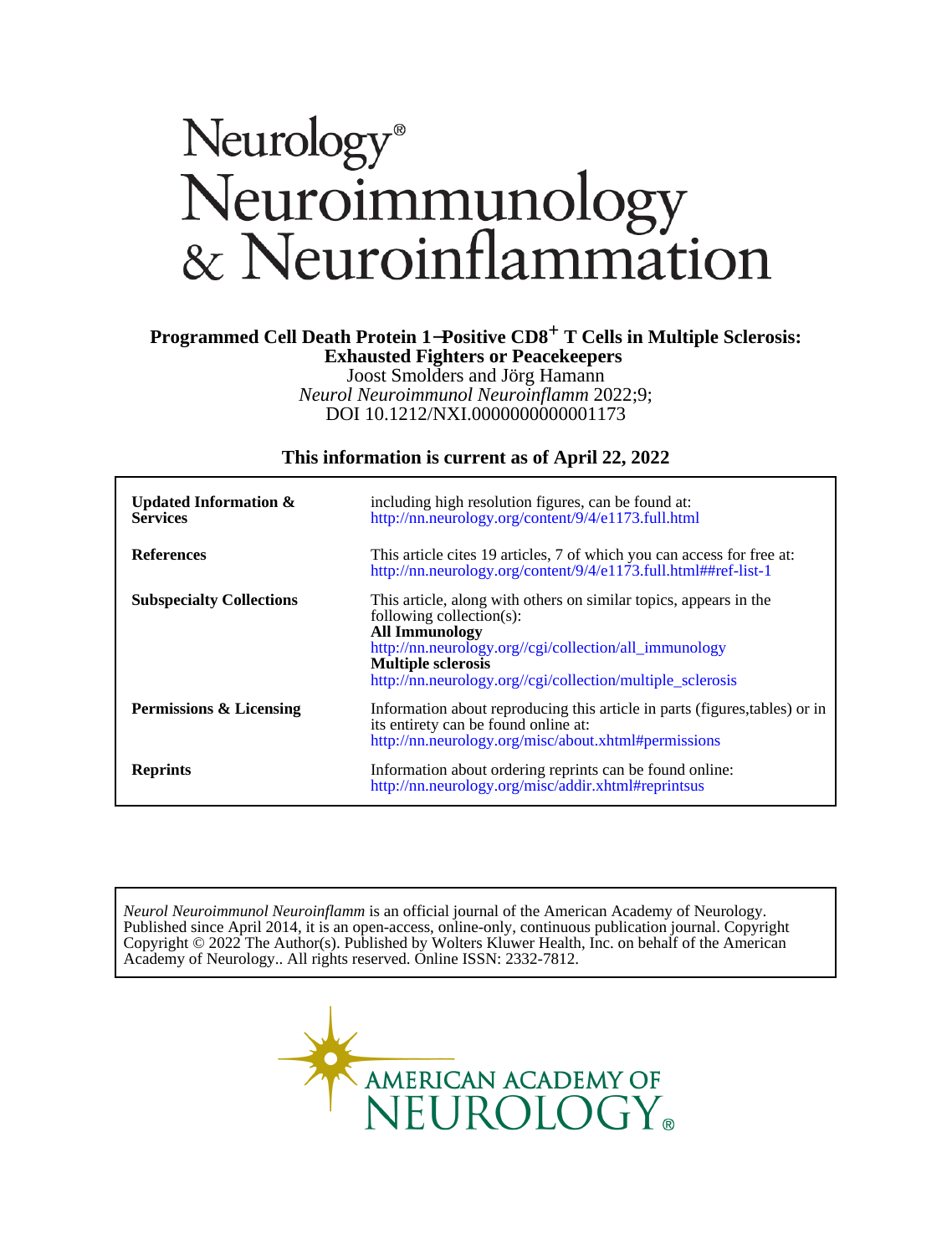# Neurology® Neuroimmunology & Neuroinflammation

**Programmed Cell Death Protein 1–Positive CD8$^+$ T Cells in Multiple Sclerosis: Exhausted Fighters or Peacekeepers**

Joost Smolders and Jörg Hamann

*Neurol Neuroimmunol Neuroinflamm* 2022;9;

DOI 10.1212/NXI.0000000000001173

**This information is current as of April 22, 2022**

| | |
|---|---|
| **Updated Information & Services** | including high resolution figures, can be found at: http://nn.neurology.org/content/9/4/e1173.full.html |
| **References** | This article cites 19 articles, 7 of which you can access for free at: http://nn.neurology.org/content/9/4/e1173.full.html##ref-list-1 |
| **Subspecialty Collections** | This article, along with others on similar topics, appears in the following collection(s): **All Immunology** http://nn.neurology.org//cgi/collection/all_immunology **Multiple sclerosis** http://nn.neurology.org//cgi/collection/multiple_sclerosis |
| **Permissions & Licensing** | Information about reproducing this article in parts (figures,tables) or in its entirety can be found online at: http://nn.neurology.org/misc/about.xhtml#permissions |
| **Reprints** | Information about ordering reprints can be found online: http://nn.neurology.org/misc/addir.xhtml#reprintsus |

*Neurol Neuroimmunol Neuroinflamm* is an official journal of the American Academy of Neurology. Published since April 2014, it is an open-access, online-only, continuous publication journal. Copyright Copyright © 2022 The Author(s). Published by Wolters Kluwer Health, Inc. on behalf of the American Academy of Neurology.. All rights reserved. Online ISSN: 2332-7812.

AMERICAN ACADEMY OF NEUROLOGY®